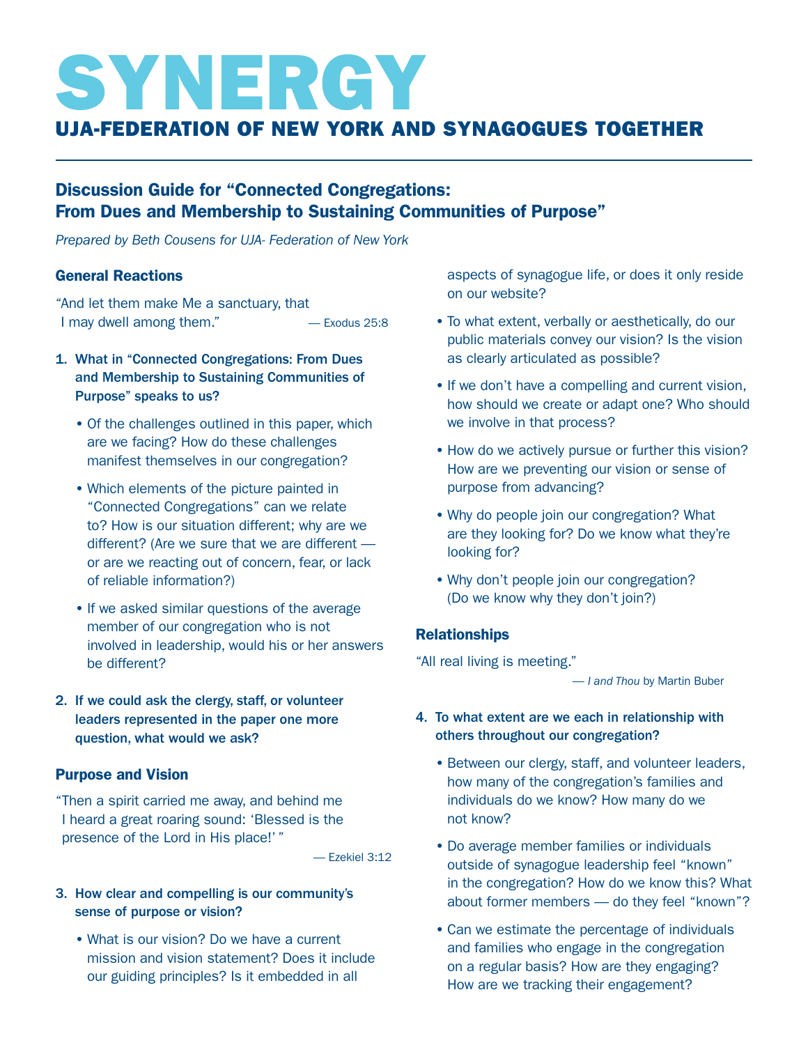# SYNERGY

## UJA-FEDERATION OF NEW YORK AND SYNAGOGUES TOGETHER

### Discussion Guide for "Connected Congregations: From Dues and Membership to Sustaining Communities of Purpose"

*Prepared by Beth Cousens for UJA- Federation of New York*

#### General Reactions

"And let them make Me a sanctuary, that I may dwell among them." — Exodus 25:8

1. **What in "Connected Congregations: From Dues and Membership to Sustaining Communities of Purpose" speaks to us?**
   - Of the challenges outlined in this paper, which are we facing? How do these challenges manifest themselves in our congregation?
   - Which elements of the picture painted in "Connected Congregations" can we relate to? How is our situation different; why are we different? (Are we sure that we are different — or are we reacting out of concern, fear, or lack of reliable information?)
   - If we asked similar questions of the average member of our congregation who is not involved in leadership, would his or her answers be different?

2. **If we could ask the clergy, staff, or volunteer leaders represented in the paper one more question, what would we ask?**

#### Purpose and Vision

"Then a spirit carried me away, and behind me I heard a great roaring sound: 'Blessed is the presence of the Lord in His place!' " — Ezekiel 3:12

3. **How clear and compelling is our community's sense of purpose or vision?**
   - What is our vision? Do we have a current mission and vision statement? Does it include our guiding principles? Is it embedded in all aspects of synagogue life, or does it only reside on our website?
   - To what extent, verbally or aesthetically, do our public materials convey our vision? Is the vision as clearly articulated as possible?
   - If we don't have a compelling and current vision, how should we create or adapt one? Who should we involve in that process?
   - How do we actively pursue or further this vision? How are we preventing our vision or sense of purpose from advancing?
   - Why do people join our congregation? What are they looking for? Do we know what they're looking for?
   - Why don't people join our congregation? (Do we know why they don't join?)

#### Relationships

"All real living is meeting." — *I and Thou* by Martin Buber

4. **To what extent are we each in relationship with others throughout our congregation?**
   - Between our clergy, staff, and volunteer leaders, how many of the congregation's families and individuals do we know? How many do we not know?
   - Do average member families or individuals outside of synagogue leadership feel "known" in the congregation? How do we know this? What about former members — do they feel "known"?
   - Can we estimate the percentage of individuals and families who engage in the congregation on a regular basis? How are they engaging? How are we tracking their engagement?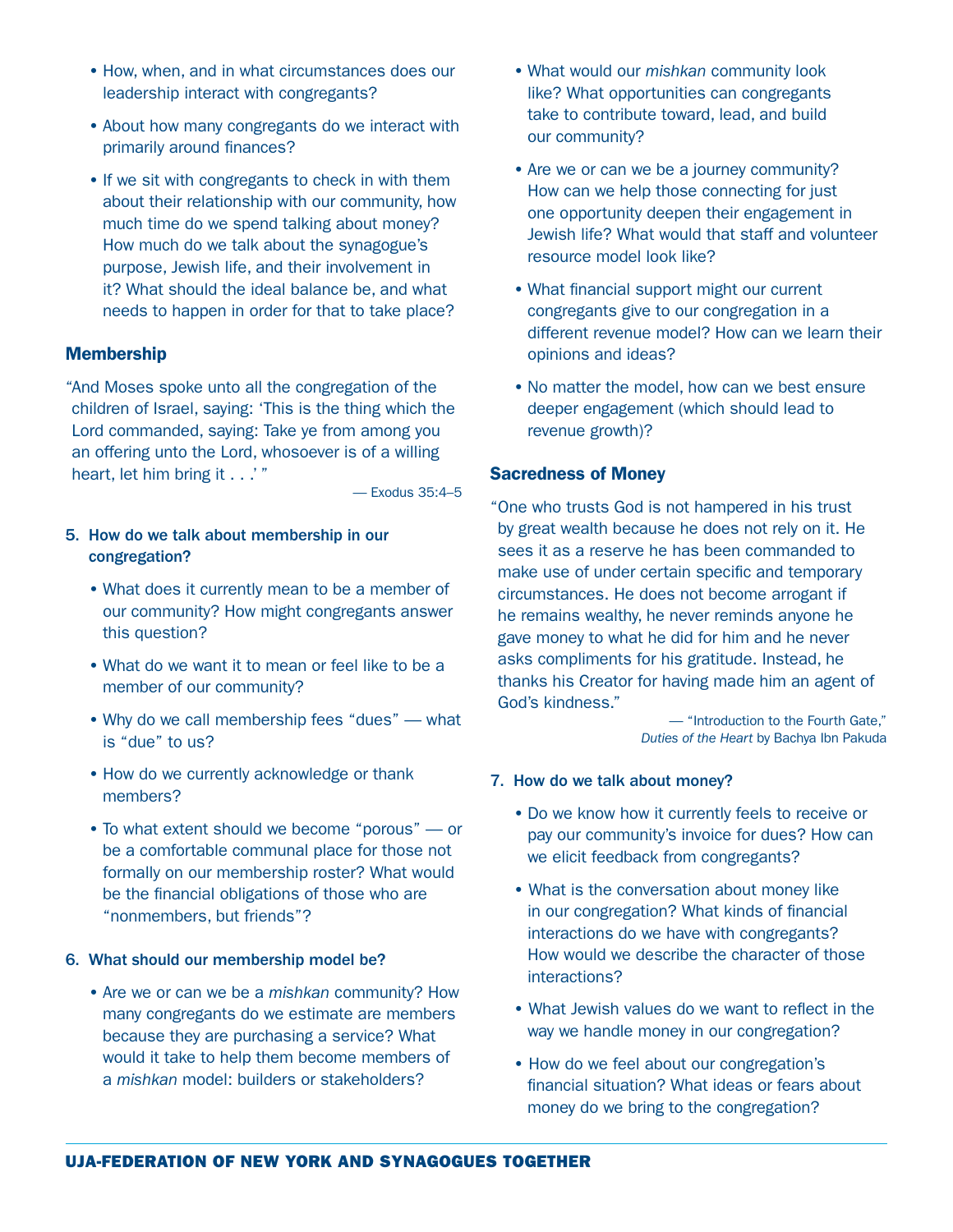- How, when, and in what circumstances does our leadership interact with congregants?
- About how many congregants do we interact with primarily around finances?
- If we sit with congregants to check in with them about their relationship with our community, how much time do we spend talking about money? How much do we talk about the synagogue's purpose, Jewish life, and their involvement in it? What should the ideal balance be, and what needs to happen in order for that to take place?

### Membership

"And Moses spoke unto all the congregation of the children of Israel, saying: 'This is the thing which the Lord commanded, saying: Take ye from among you an offering unto the Lord, whosoever is of a willing heart, let him bring it . . .' "

— Exodus 35:4–5

**5. How do we talk about membership in our congregation?**

- What does it currently mean to be a member of our community? How might congregants answer this question?
- What do we want it to mean or feel like to be a member of our community?
- Why do we call membership fees "dues" — what is "due" to us?
- How do we currently acknowledge or thank members?
- To what extent should we become "porous" — or be a comfortable communal place for those not formally on our membership roster? What would be the financial obligations of those who are "nonmembers, but friends"?

**6. What should our membership model be?**

- Are we or can we be a *mishkan* community? How many congregants do we estimate are members because they are purchasing a service? What would it take to help them become members of a *mishkan* model: builders or stakeholders?
- What would our *mishkan* community look like? What opportunities can congregants take to contribute toward, lead, and build our community?
- Are we or can we be a journey community? How can we help those connecting for just one opportunity deepen their engagement in Jewish life? What would that staff and volunteer resource model look like?
- What financial support might our current congregants give to our congregation in a different revenue model? How can we learn their opinions and ideas?
- No matter the model, how can we best ensure deeper engagement (which should lead to revenue growth)?

### Sacredness of Money

"One who trusts God is not hampered in his trust by great wealth because he does not rely on it. He sees it as a reserve he has been commanded to make use of under certain specific and temporary circumstances. He does not become arrogant if he remains wealthy, he never reminds anyone he gave money to what he did for him and he never asks compliments for his gratitude. Instead, he thanks his Creator for having made him an agent of God's kindness."

— "Introduction to the Fourth Gate," *Duties of the Heart* by Bachya Ibn Pakuda

**7. How do we talk about money?**

- Do we know how it currently feels to receive or pay our community's invoice for dues? How can we elicit feedback from congregants?
- What is the conversation about money like in our congregation? What kinds of financial interactions do we have with congregants? How would we describe the character of those interactions?
- What Jewish values do we want to reflect in the way we handle money in our congregation?
- How do we feel about our congregation's financial situation? What ideas or fears about money do we bring to the congregation?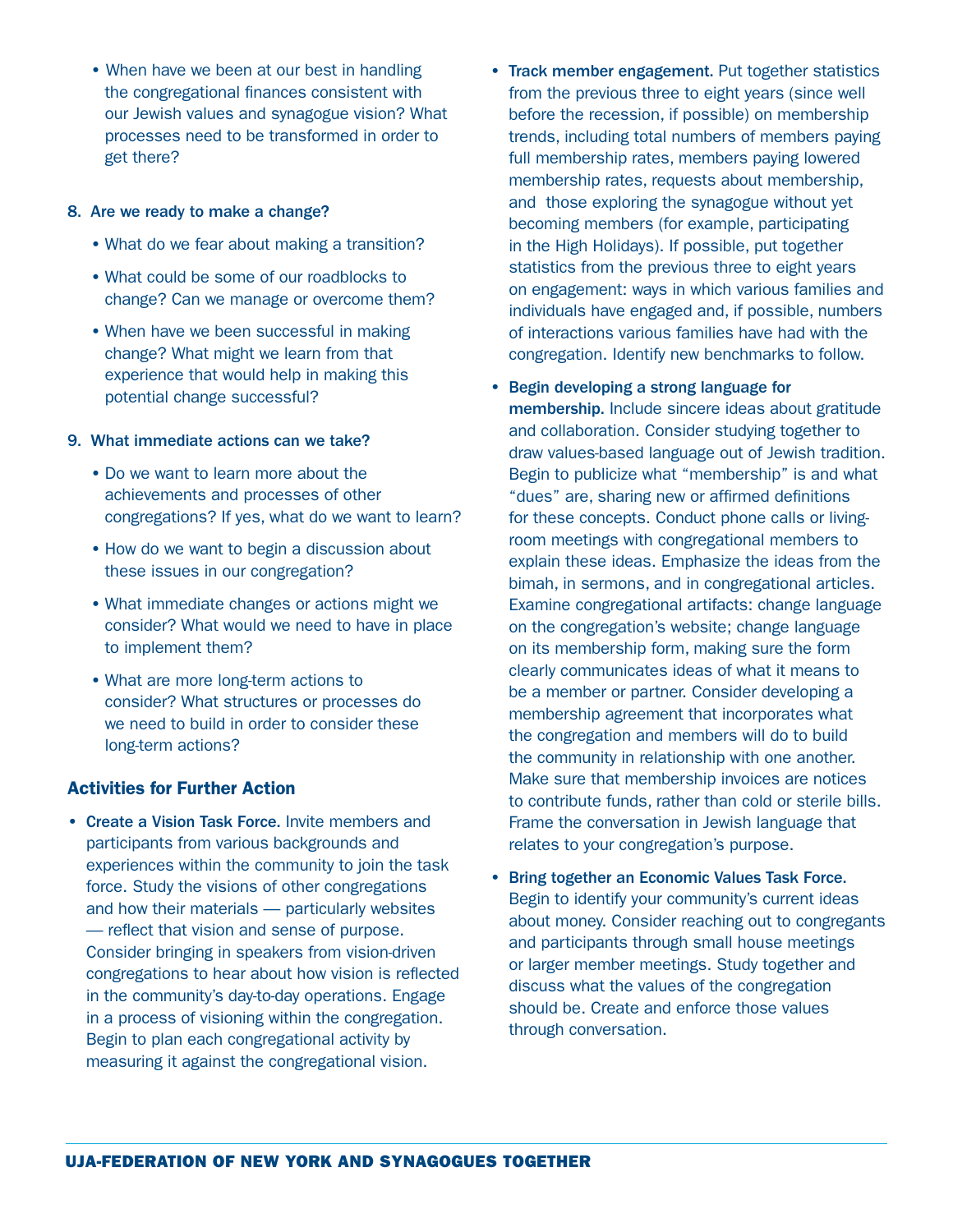- When have we been at our best in handling the congregational finances consistent with our Jewish values and synagogue vision? What processes need to be transformed in order to get there?

8. Are we ready to make a change?

   - What do we fear about making a transition?
   - What could be some of our roadblocks to change? Can we manage or overcome them?
   - When have we been successful in making change? What might we learn from that experience that would help in making this potential change successful?

9. What immediate actions can we take?

   - Do we want to learn more about the achievements and processes of other congregations? If yes, what do we want to learn?
   - How do we want to begin a discussion about these issues in our congregation?
   - What immediate changes or actions might we consider? What would we need to have in place to implement them?
   - What are more long-term actions to consider? What structures or processes do we need to build in order to consider these long-term actions?

### Activities for Further Action

- **Create a Vision Task Force.** Invite members and participants from various backgrounds and experiences within the community to join the task force. Study the visions of other congregations and how their materials — particularly websites — reflect that vision and sense of purpose. Consider bringing in speakers from vision-driven congregations to hear about how vision is reflected in the community's day-to-day operations. Engage in a process of visioning within the congregation. Begin to plan each congregational activity by measuring it against the congregational vision.
- **Track member engagement.** Put together statistics from the previous three to eight years (since well before the recession, if possible) on membership trends, including total numbers of members paying full membership rates, members paying lowered membership rates, requests about membership, and those exploring the synagogue without yet becoming members (for example, participating in the High Holidays). If possible, put together statistics from the previous three to eight years on engagement: ways in which various families and individuals have engaged and, if possible, numbers of interactions various families have had with the congregation. Identify new benchmarks to follow.
- **Begin developing a strong language for membership.** Include sincere ideas about gratitude and collaboration. Consider studying together to draw values-based language out of Jewish tradition. Begin to publicize what "membership" is and what "dues" are, sharing new or affirmed definitions for these concepts. Conduct phone calls or living-room meetings with congregational members to explain these ideas. Emphasize the ideas from the bimah, in sermons, and in congregational articles. Examine congregational artifacts: change language on the congregation's website; change language on its membership form, making sure the form clearly communicates ideas of what it means to be a member or partner. Consider developing a membership agreement that incorporates what the congregation and members will do to build the community in relationship with one another. Make sure that membership invoices are notices to contribute funds, rather than cold or sterile bills. Frame the conversation in Jewish language that relates to your congregation's purpose.
- **Bring together an Economic Values Task Force.** Begin to identify your community's current ideas about money. Consider reaching out to congregants and participants through small house meetings or larger member meetings. Study together and discuss what the values of the congregation should be. Create and enforce those values through conversation.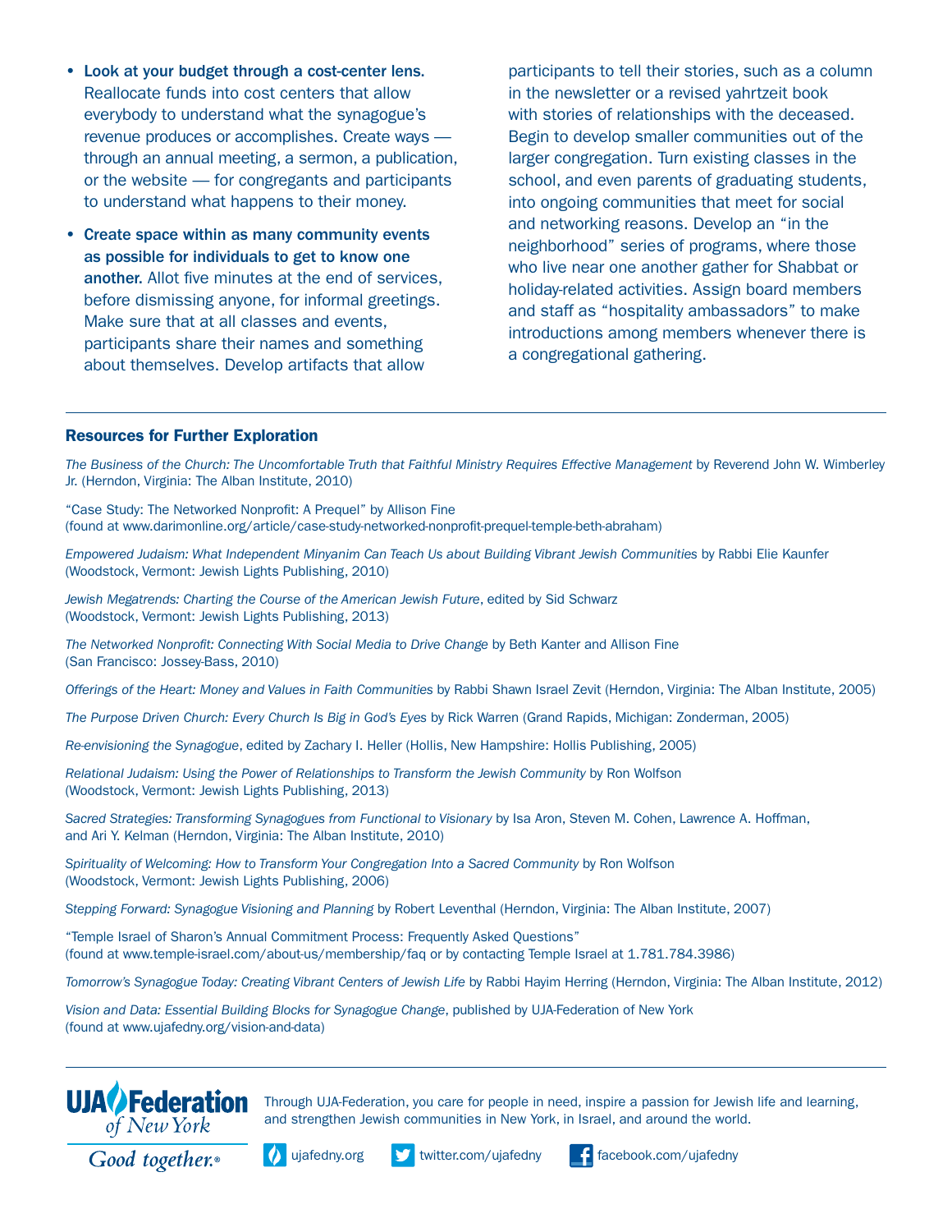- **Look at your budget through a cost-center lens.** Reallocate funds into cost centers that allow everybody to understand what the synagogue's revenue produces or accomplishes. Create ways — through an annual meeting, a sermon, a publication, or the website — for congregants and participants to understand what happens to their money.

- **Create space within as many community events as possible for individuals to get to know one another.** Allot five minutes at the end of services, before dismissing anyone, for informal greetings. Make sure that at all classes and events, participants share their names and something about themselves. Develop artifacts that allow participants to tell their stories, such as a column in the newsletter or a revised yahrtzeit book with stories of relationships with the deceased. Begin to develop smaller communities out of the larger congregation. Turn existing classes in the school, and even parents of graduating students, into ongoing communities that meet for social and networking reasons. Develop an "in the neighborhood" series of programs, where those who live near one another gather for Shabbat or holiday-related activities. Assign board members and staff as "hospitality ambassadors" to make introductions among members whenever there is a congregational gathering.

### Resources for Further Exploration

*The Business of the Church: The Uncomfortable Truth that Faithful Ministry Requires Effective Management* by Reverend John W. Wimberley Jr. (Herndon, Virginia: The Alban Institute, 2010)

"Case Study: The Networked Nonprofit: A Prequel" by Allison Fine (found at www.darimonline.org/article/case-study-networked-nonprofit-prequel-temple-beth-abraham)

*Empowered Judaism: What Independent Minyanim Can Teach Us about Building Vibrant Jewish Communities* by Rabbi Elie Kaunfer (Woodstock, Vermont: Jewish Lights Publishing, 2010)

*Jewish Megatrends: Charting the Course of the American Jewish Future*, edited by Sid Schwarz (Woodstock, Vermont: Jewish Lights Publishing, 2013)

*The Networked Nonprofit: Connecting With Social Media to Drive Change* by Beth Kanter and Allison Fine (San Francisco: Jossey-Bass, 2010)

*Offerings of the Heart: Money and Values in Faith Communities* by Rabbi Shawn Israel Zevit (Herndon, Virginia: The Alban Institute, 2005)

*The Purpose Driven Church: Every Church Is Big in God's Eyes* by Rick Warren (Grand Rapids, Michigan: Zonderman, 2005)

*Re-envisioning the Synagogue*, edited by Zachary I. Heller (Hollis, New Hampshire: Hollis Publishing, 2005)

*Relational Judaism: Using the Power of Relationships to Transform the Jewish Community* by Ron Wolfson (Woodstock, Vermont: Jewish Lights Publishing, 2013)

*Sacred Strategies: Transforming Synagogues from Functional to Visionary* by Isa Aron, Steven M. Cohen, Lawrence A. Hoffman, and Ari Y. Kelman (Herndon, Virginia: The Alban Institute, 2010)

*Spirituality of Welcoming: How to Transform Your Congregation Into a Sacred Community* by Ron Wolfson (Woodstock, Vermont: Jewish Lights Publishing, 2006)

*Stepping Forward: Synagogue Visioning and Planning* by Robert Leventhal (Herndon, Virginia: The Alban Institute, 2007)

"Temple Israel of Sharon's Annual Commitment Process: Frequently Asked Questions" (found at www.temple-israel.com/about-us/membership/faq or by contacting Temple Israel at 1.781.784.3986)

*Tomorrow's Synagogue Today: Creating Vibrant Centers of Jewish Life* by Rabbi Hayim Herring (Herndon, Virginia: The Alban Institute, 2012)

*Vision and Data: Essential Building Blocks for Synagogue Change*, published by UJA-Federation of New York (found at www.ujafedny.org/vision-and-data)

UJA-Federation of New York
Good together.®

Through UJA-Federation, you care for people in need, inspire a passion for Jewish life and learning, and strengthen Jewish communities in New York, in Israel, and around the world.

ujafedny.org | twitter.com/ujafedny | facebook.com/ujafedny